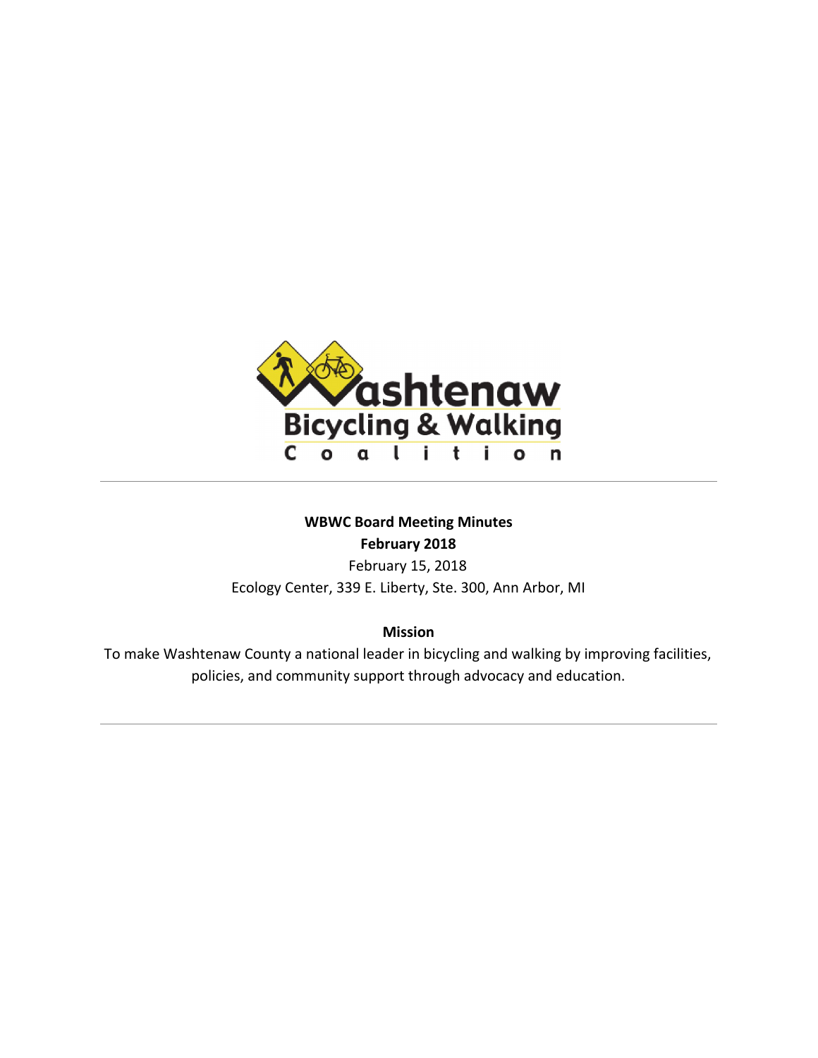**WBWC Board Meeting Minutes**
**February 2018**

February 15, 2018

Ecology Center, 339 E. Liberty, Ste. 300, Ann Arbor, MI

**Mission**

To make Washtenaw County a national leader in bicycling and walking by improving facilities, policies, and community support through advocacy and education.

---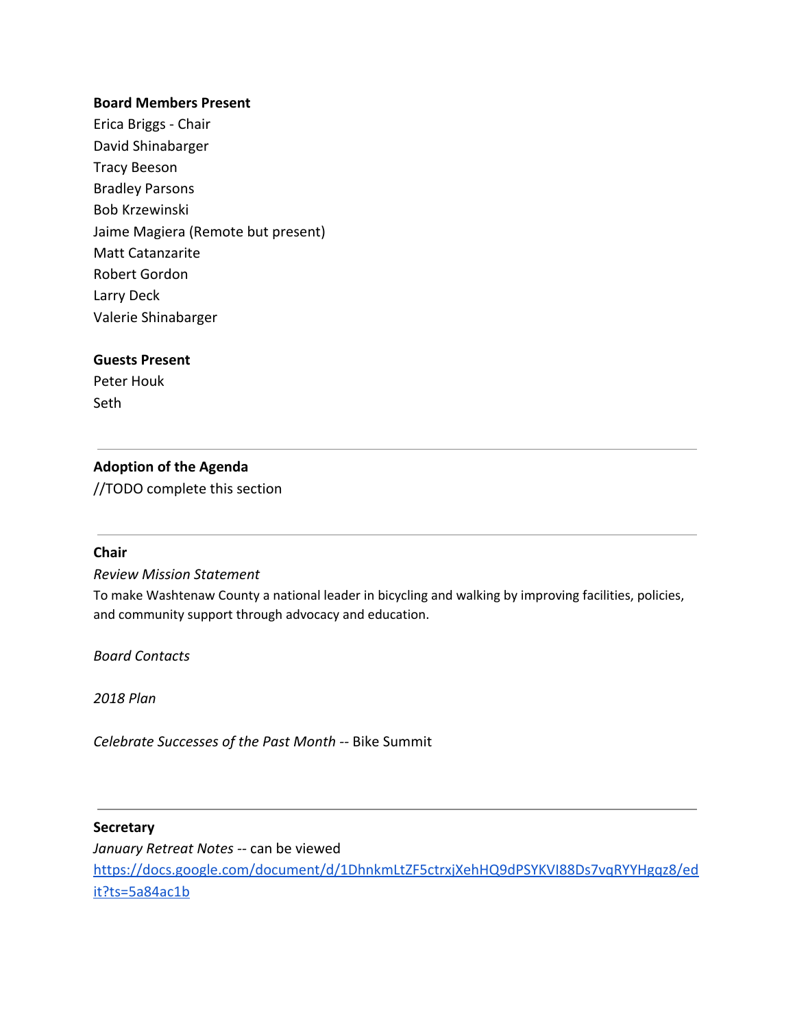**Board Members Present**

Erica Briggs - Chair
David Shinabarger
Tracy Beeson
Bradley Parsons
Bob Krzewinski
Jaime Magiera (Remote but present)
Matt Catanzarite
Robert Gordon
Larry Deck
Valerie Shinabarger

**Guests Present**

Peter Houk
Seth

---

**Adoption of the Agenda**

//TODO complete this section

---

**Chair**

*Review Mission Statement*

To make Washtenaw County a national leader in bicycling and walking by improving facilities, policies, and community support through advocacy and education.

*Board Contacts*

*2018 Plan*

*Celebrate Successes of the Past Month* -- Bike Summit

---

**Secretary**

*January Retreat Notes* -- can be viewed
[https://docs.google.com/document/d/1DhnkmLtZF5ctrxjXehHQ9dPSYKVI88Ds7vqRYYHgqz8/edit?ts=5a84ac1b](https://docs.google.com/document/d/1DhnkmLtZF5ctrxjXehHQ9dPSYKVI88Ds7vqRYYHgqz8/edit?ts=5a84ac1b)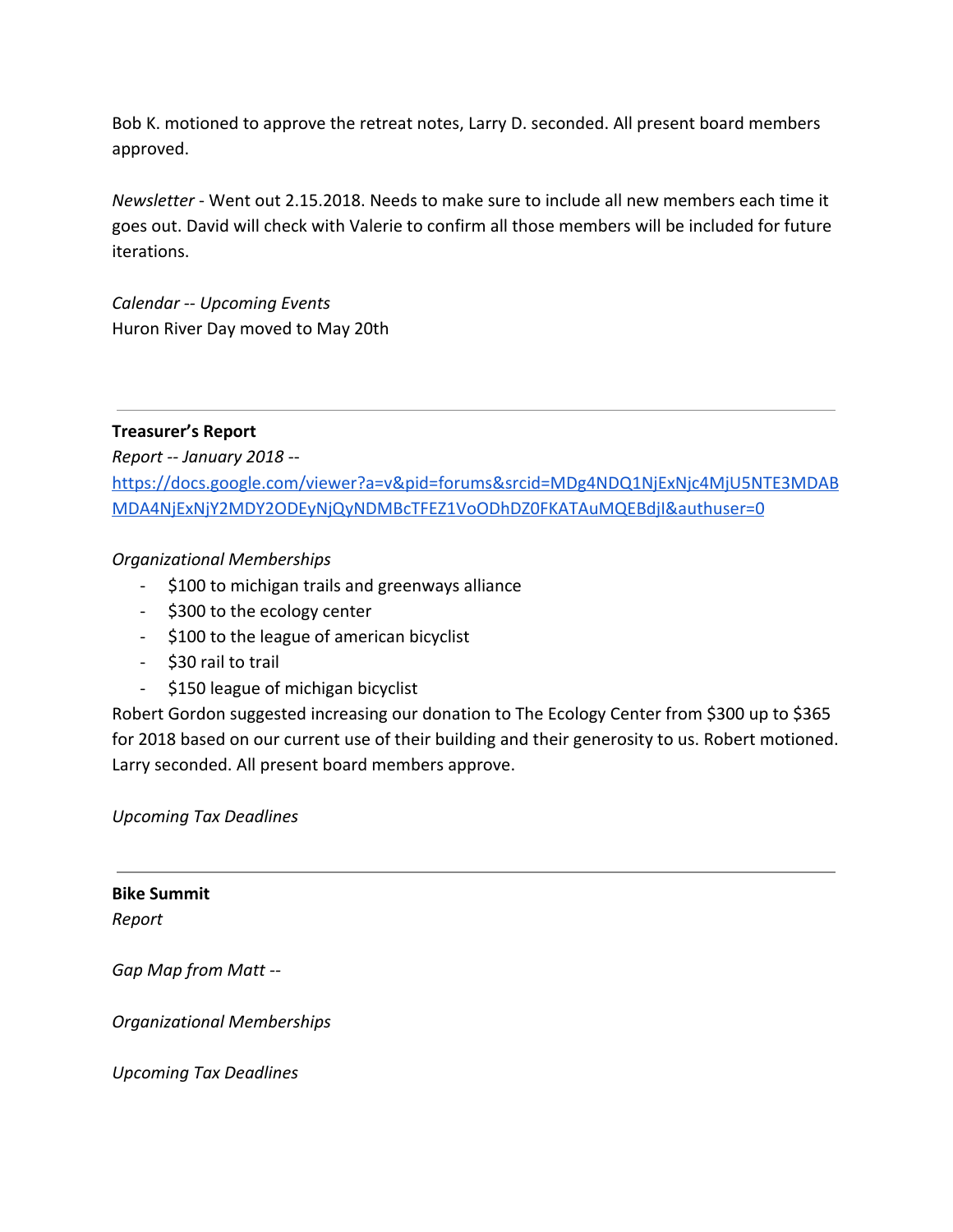Bob K. motioned to approve the retreat notes, Larry D. seconded. All present board members approved.

*Newsletter* - Went out 2.15.2018. Needs to make sure to include all new members each time it goes out. David will check with Valerie to confirm all those members will be included for future iterations.

*Calendar -- Upcoming Events*
Huron River Day moved to May 20th

---

**Treasurer's Report**
*Report -- January 2018 --*
[https://docs.google.com/viewer?a=v&pid=forums&srcid=MDg4NDQ1NjExNjc4MjU5NTE3MDABMDA4NjExNjY2MDY2ODEyNjQyNDMBcTFEZ1VoODhDZ0FKATAuMQEBdjI&authuser=0](https://docs.google.com/viewer?a=v&pid=forums&srcid=MDg4NDQ1NjExNjc4MjU5NTE3MDABMDA4NjExNjY2MDY2ODEyNjQyNDMBcTFEZ1VoODhDZ0FKATAuMQEBdjI&authuser=0)

*Organizational Memberships*
- $100 to michigan trails and greenways alliance
- $300 to the ecology center
- $100 to the league of american bicyclist
- $30 rail to trail
- $150 league of michigan bicyclist

Robert Gordon suggested increasing our donation to The Ecology Center from $300 up to $365 for 2018 based on our current use of their building and their generosity to us. Robert motioned. Larry seconded. All present board members approve.

*Upcoming Tax Deadlines*

---

**Bike Summit**
*Report*

*Gap Map from Matt --*

*Organizational Memberships*

*Upcoming Tax Deadlines*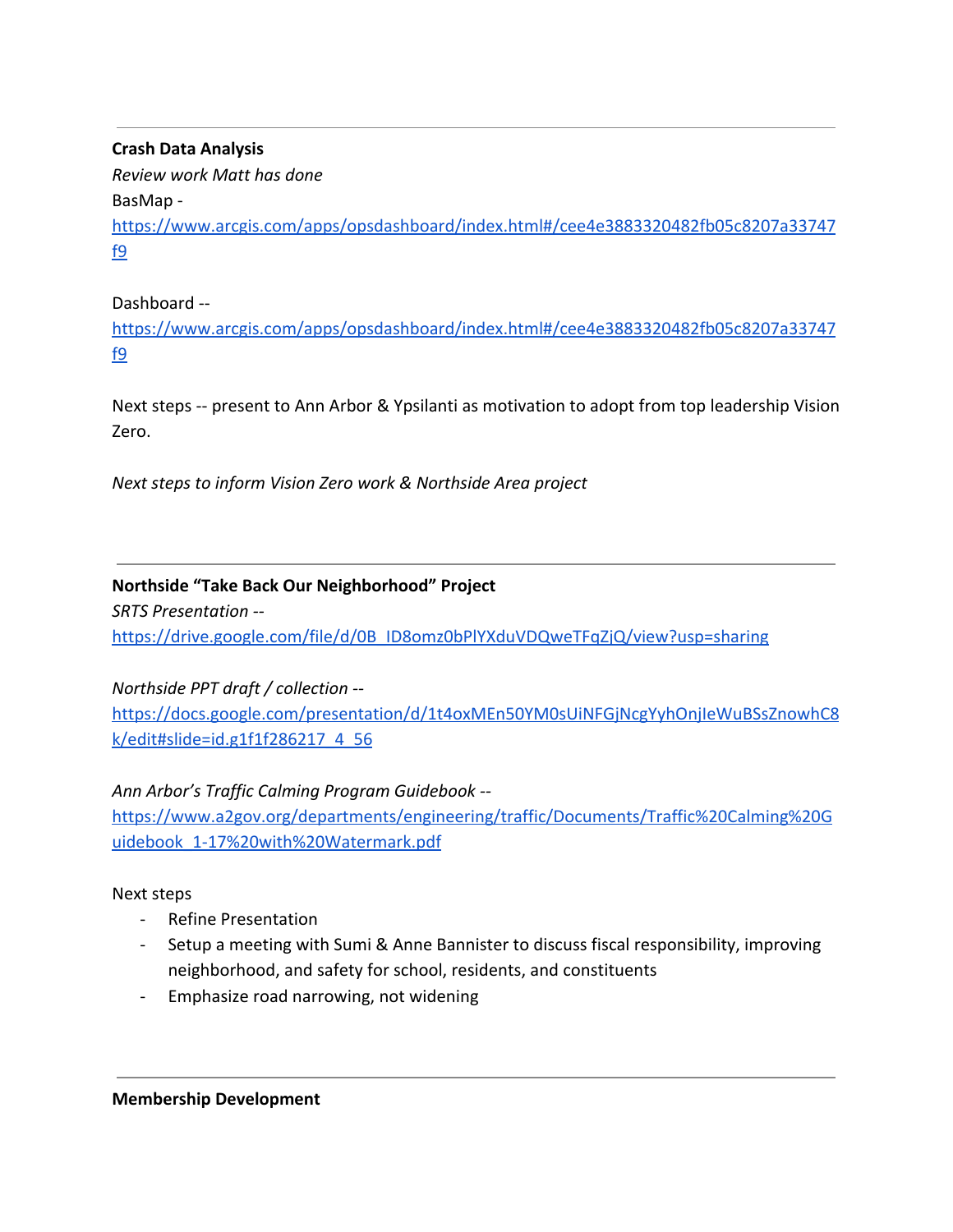---

**Crash Data Analysis**

*Review work Matt has done*

BasMap - https://www.arcgis.com/apps/opsdashboard/index.html#/cee4e3883320482fb05c8207a33747f9

Dashboard -- https://www.arcgis.com/apps/opsdashboard/index.html#/cee4e3883320482fb05c8207a33747f9

Next steps -- present to Ann Arbor & Ypsilanti as motivation to adopt from top leadership Vision Zero.

*Next steps to inform Vision Zero work & Northside Area project*

---

**Northside "Take Back Our Neighborhood" Project**

*SRTS Presentation --* https://drive.google.com/file/d/0B_ID8omz0bPlYXduVDQweTFqZjQ/view?usp=sharing

*Northside PPT draft / collection --* https://docs.google.com/presentation/d/1t4oxMEn50YM0sUiNFGjNcgYyhOnjIeWuBSsZnowhC8k/edit#slide=id.g1f1f286217_4_56

*Ann Arbor's Traffic Calming Program Guidebook --* https://www.a2gov.org/departments/engineering/traffic/Documents/Traffic%20Calming%20Guidebook_1-17%20with%20Watermark.pdf

Next steps

- Refine Presentation
- Setup a meeting with Sumi & Anne Bannister to discuss fiscal responsibility, improving neighborhood, and safety for school, residents, and constituents
- Emphasize road narrowing, not widening

---

**Membership Development**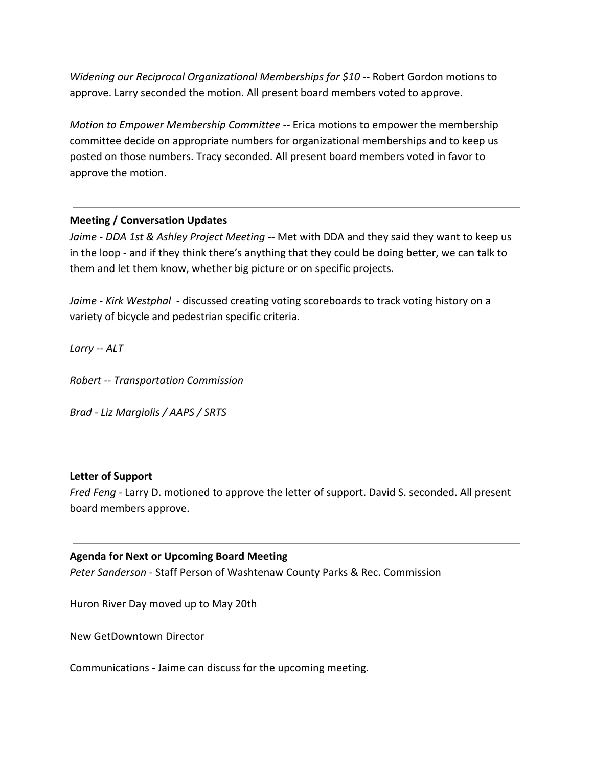*Widening our Reciprocal Organizational Memberships for $10* -- Robert Gordon motions to approve. Larry seconded the motion. All present board members voted to approve.

*Motion to Empower Membership Committee* -- Erica motions to empower the membership committee decide on appropriate numbers for organizational memberships and to keep us posted on those numbers. Tracy seconded. All present board members voted in favor to approve the motion.

---

**Meeting / Conversation Updates**

*Jaime - DDA 1st & Ashley Project Meeting* -- Met with DDA and they said they want to keep us in the loop - and if they think there's anything that they could be doing better, we can talk to them and let them know, whether big picture or on specific projects.

*Jaime - Kirk Westphal* - discussed creating voting scoreboards to track voting history on a variety of bicycle and pedestrian specific criteria.

*Larry -- ALT*

*Robert -- Transportation Commission*

*Brad - Liz Margiolis / AAPS / SRTS*

---

**Letter of Support**

*Fred Feng* - Larry D. motioned to approve the letter of support. David S. seconded. All present board members approve.

---

**Agenda for Next or Upcoming Board Meeting**

*Peter Sanderson* - Staff Person of Washtenaw County Parks & Rec. Commission

Huron River Day moved up to May 20th

New GetDowntown Director

Communications - Jaime can discuss for the upcoming meeting.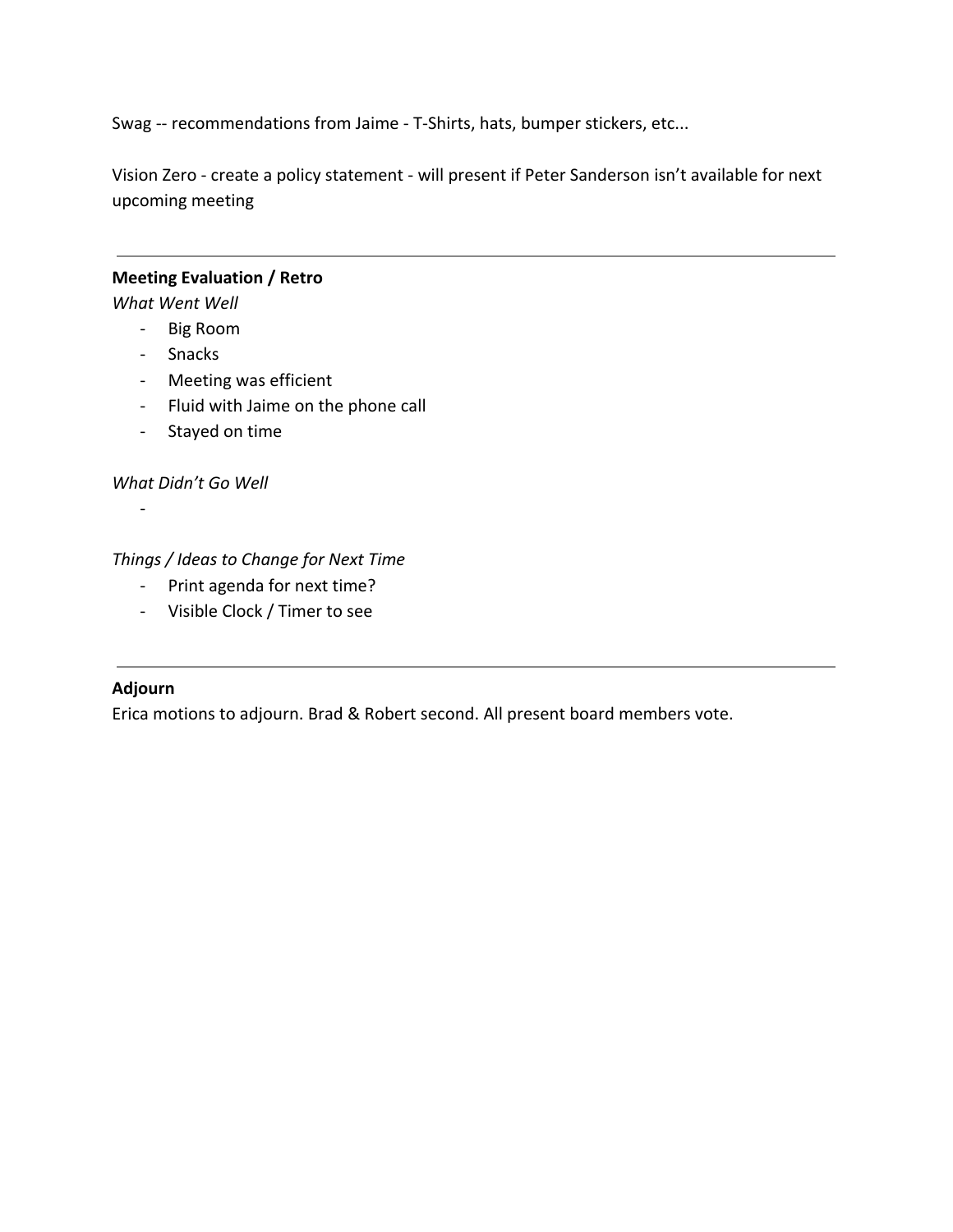Swag -- recommendations from Jaime - T-Shirts, hats, bumper stickers, etc...

Vision Zero - create a policy statement - will present if Peter Sanderson isn't available for next upcoming meeting

---

**Meeting Evaluation / Retro**

*What Went Well*

- Big Room
- Snacks
- Meeting was efficient
- Fluid with Jaime on the phone call
- Stayed on time

*What Didn't Go Well*

-

*Things / Ideas to Change for Next Time*

- Print agenda for next time?
- Visible Clock / Timer to see

---

**Adjourn**

Erica motions to adjourn. Brad & Robert second. All present board members vote.